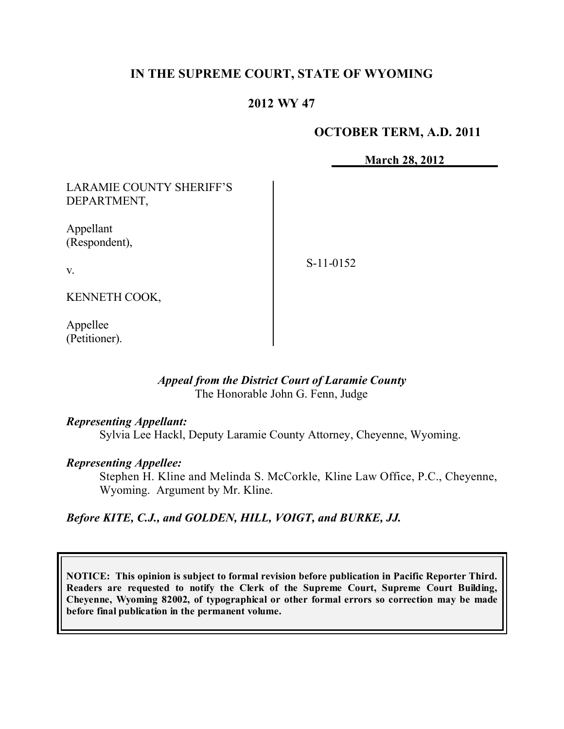# IN THE SUPREME COURT, STATE OF WYOMING

## 2012 WY 47

**OCTOBER TERM, A.D. 2011**

**March 28, 2012**

LARAMIE COUNTY SHERIFF'S DEPARTMENT,

Appellant (Respondent),

v.

KENNETH COOK,

Appellee (Petitioner).

S-11-0152

*Appeal from the District Court of Laramie County*
The Honorable John G. Fenn, Judge

***Representing Appellant:***
Sylvia Lee Hackl, Deputy Laramie County Attorney, Cheyenne, Wyoming.

***Representing Appellee:***
Stephen H. Kline and Melinda S. McCorkle, Kline Law Office, P.C., Cheyenne, Wyoming. Argument by Mr. Kline.

***Before KITE, C.J., and GOLDEN, HILL, VOIGT, and BURKE, JJ.***

**NOTICE: This opinion is subject to formal revision before publication in Pacific Reporter Third. Readers are requested to notify the Clerk of the Supreme Court, Supreme Court Building, Cheyenne, Wyoming 82002, of typographical or other formal errors so correction may be made before final publication in the permanent volume.**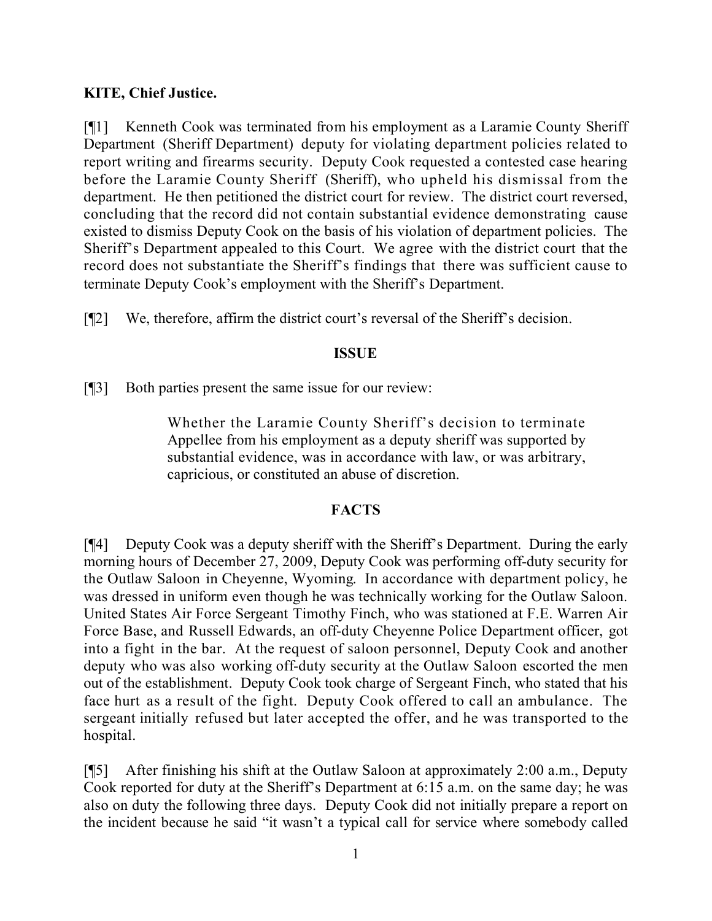**KITE, Chief Justice.**

[¶1] Kenneth Cook was terminated from his employment as a Laramie County Sheriff Department (Sheriff Department) deputy for violating department policies related to report writing and firearms security. Deputy Cook requested a contested case hearing before the Laramie County Sheriff (Sheriff), who upheld his dismissal from the department. He then petitioned the district court for review. The district court reversed, concluding that the record did not contain substantial evidence demonstrating cause existed to dismiss Deputy Cook on the basis of his violation of department policies. The Sheriff's Department appealed to this Court. We agree with the district court that the record does not substantiate the Sheriff's findings that there was sufficient cause to terminate Deputy Cook's employment with the Sheriff's Department.

[¶2] We, therefore, affirm the district court's reversal of the Sheriff's decision.

## ISSUE

[¶3] Both parties present the same issue for our review:

> Whether the Laramie County Sheriff's decision to terminate Appellee from his employment as a deputy sheriff was supported by substantial evidence, was in accordance with law, or was arbitrary, capricious, or constituted an abuse of discretion.

## FACTS

[¶4] Deputy Cook was a deputy sheriff with the Sheriff's Department. During the early morning hours of December 27, 2009, Deputy Cook was performing off-duty security for the Outlaw Saloon in Cheyenne, Wyoming. In accordance with department policy, he was dressed in uniform even though he was technically working for the Outlaw Saloon. United States Air Force Sergeant Timothy Finch, who was stationed at F.E. Warren Air Force Base, and Russell Edwards, an off-duty Cheyenne Police Department officer, got into a fight in the bar. At the request of saloon personnel, Deputy Cook and another deputy who was also working off-duty security at the Outlaw Saloon escorted the men out of the establishment. Deputy Cook took charge of Sergeant Finch, who stated that his face hurt as a result of the fight. Deputy Cook offered to call an ambulance. The sergeant initially refused but later accepted the offer, and he was transported to the hospital.

[¶5] After finishing his shift at the Outlaw Saloon at approximately 2:00 a.m., Deputy Cook reported for duty at the Sheriff's Department at 6:15 a.m. on the same day; he was also on duty the following three days. Deputy Cook did not initially prepare a report on the incident because he said "it wasn't a typical call for service where somebody called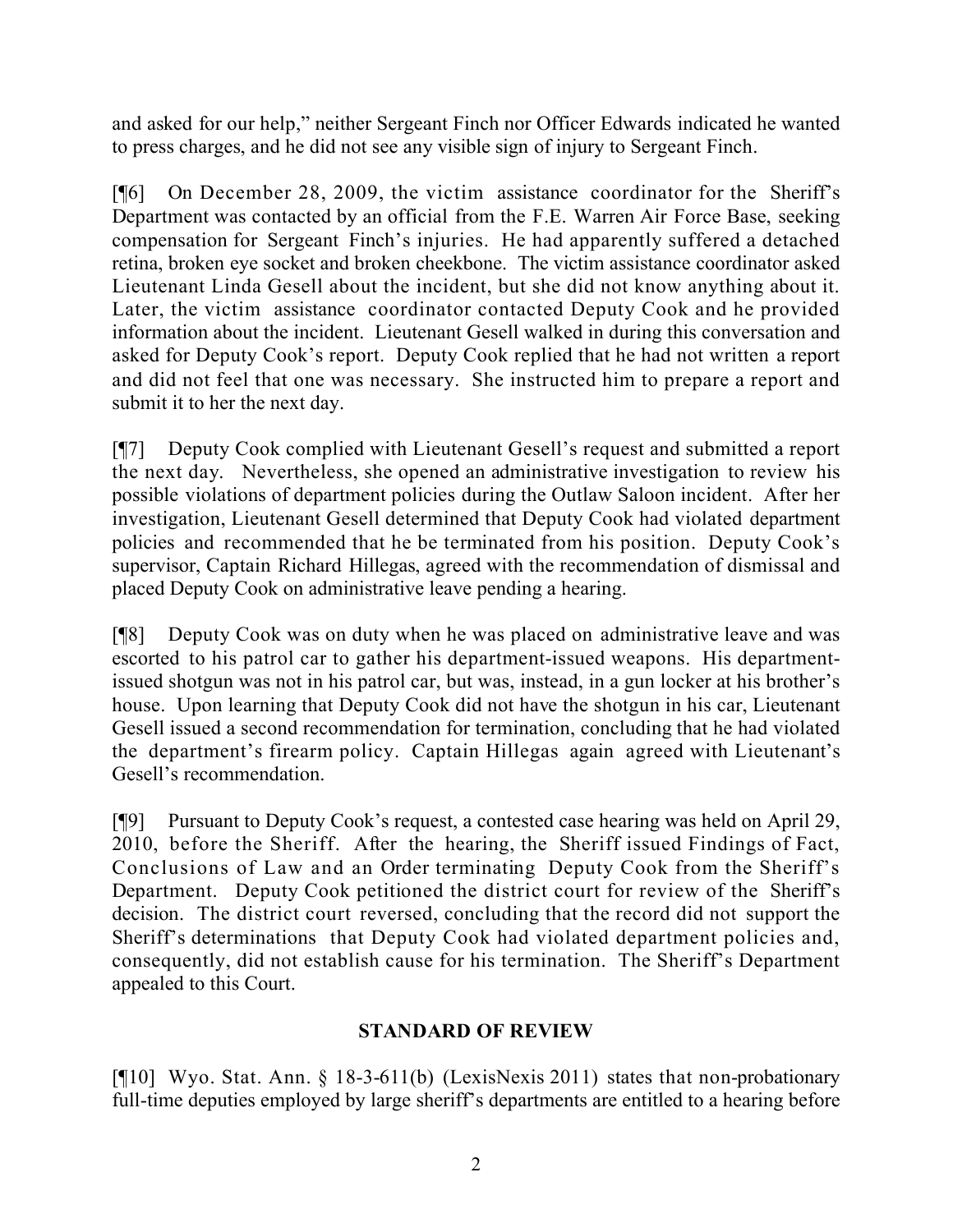and asked for our help," neither Sergeant Finch nor Officer Edwards indicated he wanted to press charges, and he did not see any visible sign of injury to Sergeant Finch.

[¶6] On December 28, 2009, the victim assistance coordinator for the Sheriff's Department was contacted by an official from the F.E. Warren Air Force Base, seeking compensation for Sergeant Finch's injuries. He had apparently suffered a detached retina, broken eye socket and broken cheekbone. The victim assistance coordinator asked Lieutenant Linda Gesell about the incident, but she did not know anything about it. Later, the victim assistance coordinator contacted Deputy Cook and he provided information about the incident. Lieutenant Gesell walked in during this conversation and asked for Deputy Cook's report. Deputy Cook replied that he had not written a report and did not feel that one was necessary. She instructed him to prepare a report and submit it to her the next day.

[¶7] Deputy Cook complied with Lieutenant Gesell's request and submitted a report the next day. Nevertheless, she opened an administrative investigation to review his possible violations of department policies during the Outlaw Saloon incident. After her investigation, Lieutenant Gesell determined that Deputy Cook had violated department policies and recommended that he be terminated from his position. Deputy Cook's supervisor, Captain Richard Hillegas, agreed with the recommendation of dismissal and placed Deputy Cook on administrative leave pending a hearing.

[¶8] Deputy Cook was on duty when he was placed on administrative leave and was escorted to his patrol car to gather his department-issued weapons. His department-issued shotgun was not in his patrol car, but was, instead, in a gun locker at his brother's house. Upon learning that Deputy Cook did not have the shotgun in his car, Lieutenant Gesell issued a second recommendation for termination, concluding that he had violated the department's firearm policy. Captain Hillegas again agreed with Lieutenant's Gesell's recommendation.

[¶9] Pursuant to Deputy Cook's request, a contested case hearing was held on April 29, 2010, before the Sheriff. After the hearing, the Sheriff issued Findings of Fact, Conclusions of Law and an Order terminating Deputy Cook from the Sheriff's Department. Deputy Cook petitioned the district court for review of the Sheriff's decision. The district court reversed, concluding that the record did not support the Sheriff's determinations that Deputy Cook had violated department policies and, consequently, did not establish cause for his termination. The Sheriff's Department appealed to this Court.

## STANDARD OF REVIEW

[¶10] Wyo. Stat. Ann. § 18-3-611(b) (LexisNexis 2011) states that non-probationary full-time deputies employed by large sheriff's departments are entitled to a hearing before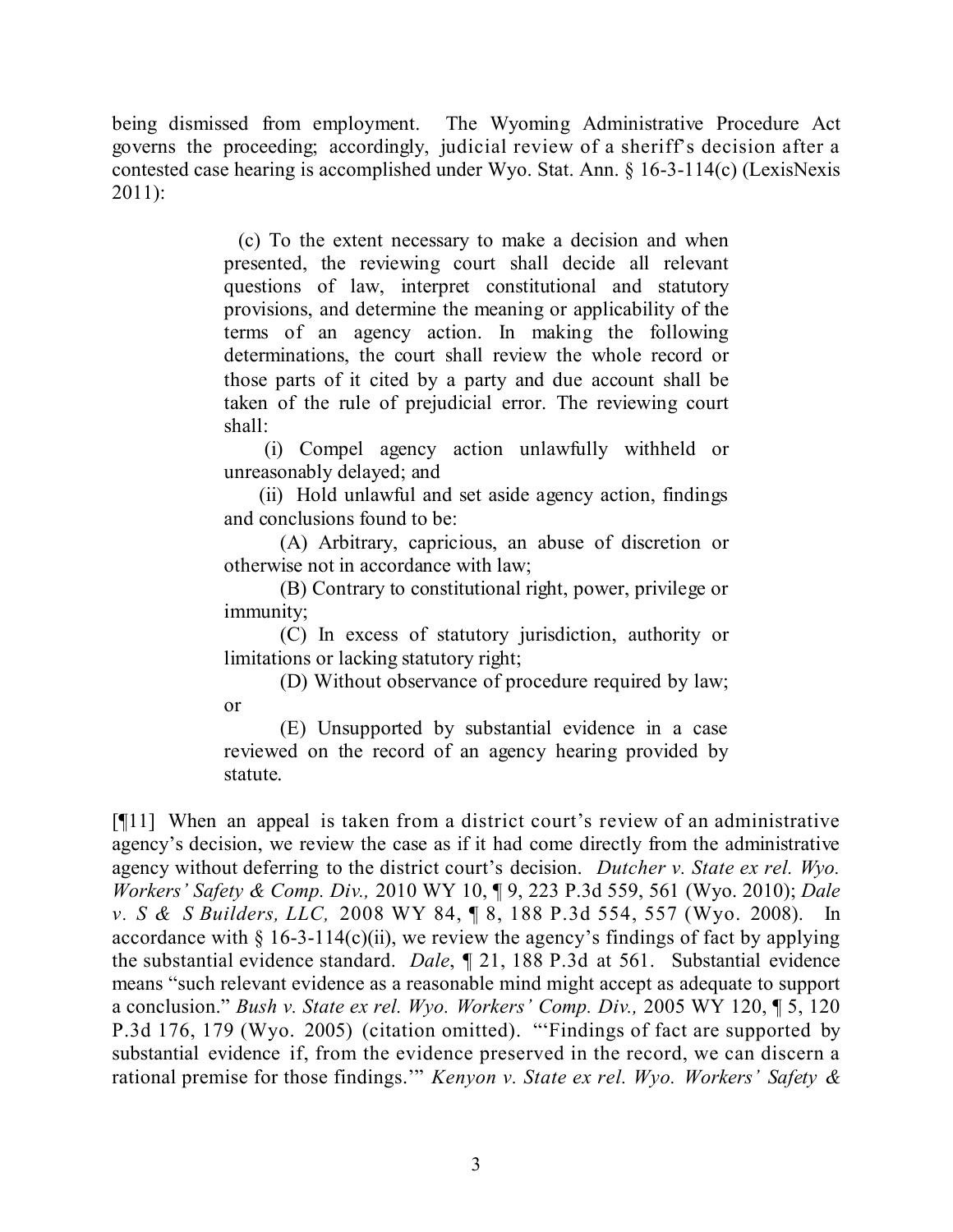being dismissed from employment. The Wyoming Administrative Procedure Act governs the proceeding; accordingly, judicial review of a sheriff's decision after a contested case hearing is accomplished under Wyo. Stat. Ann. § 16-3-114(c) (LexisNexis 2011):

> (c) To the extent necessary to make a decision and when presented, the reviewing court shall decide all relevant questions of law, interpret constitutional and statutory provisions, and determine the meaning or applicability of the terms of an agency action. In making the following determinations, the court shall review the whole record or those parts of it cited by a party and due account shall be taken of the rule of prejudicial error. The reviewing court shall:
>
> (i) Compel agency action unlawfully withheld or unreasonably delayed; and
>
> (ii) Hold unlawful and set aside agency action, findings and conclusions found to be:
>
> (A) Arbitrary, capricious, an abuse of discretion or otherwise not in accordance with law;
>
> (B) Contrary to constitutional right, power, privilege or immunity;
>
> (C) In excess of statutory jurisdiction, authority or limitations or lacking statutory right;
>
> (D) Without observance of procedure required by law; or
>
> (E) Unsupported by substantial evidence in a case reviewed on the record of an agency hearing provided by statute.

[¶11] When an appeal is taken from a district court's review of an administrative agency's decision, we review the case as if it had come directly from the administrative agency without deferring to the district court's decision. *Dutcher v. State ex rel. Wyo. Workers' Safety & Comp. Div.,* 2010 WY 10, ¶ 9, 223 P.3d 559, 561 (Wyo. 2010); *Dale v. S & S Builders, LLC,* 2008 WY 84, ¶ 8, 188 P.3d 554, 557 (Wyo. 2008). In accordance with § 16-3-114(c)(ii), we review the agency's findings of fact by applying the substantial evidence standard. *Dale*, ¶ 21, 188 P.3d at 561. Substantial evidence means "such relevant evidence as a reasonable mind might accept as adequate to support a conclusion." *Bush v. State ex rel. Wyo. Workers' Comp. Div.,* 2005 WY 120, ¶ 5, 120 P.3d 176, 179 (Wyo. 2005) (citation omitted). "'Findings of fact are supported by substantial evidence if, from the evidence preserved in the record, we can discern a rational premise for those findings.'" *Kenyon v. State ex rel. Wyo. Workers' Safety &*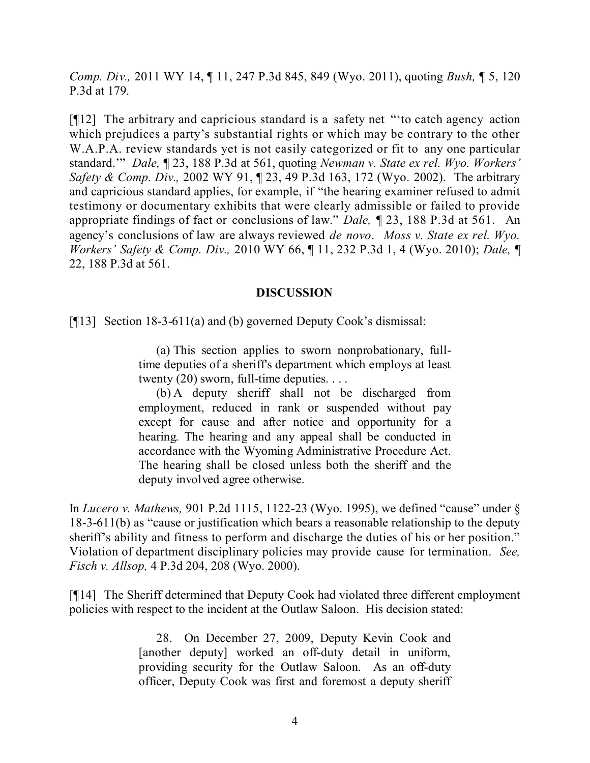*Comp. Div.,* 2011 WY 14, ¶ 11, 247 P.3d 845, 849 (Wyo. 2011), quoting *Bush,* ¶ 5, 120 P.3d at 179.

[¶12] The arbitrary and capricious standard is a safety net "'to catch agency action which prejudices a party's substantial rights or which may be contrary to the other W.A.P.A. review standards yet is not easily categorized or fit to any one particular standard.'" *Dale,* ¶ 23, 188 P.3d at 561, quoting *Newman v. State ex rel. Wyo. Workers' Safety & Comp. Div.,* 2002 WY 91, ¶ 23, 49 P.3d 163, 172 (Wyo. 2002). The arbitrary and capricious standard applies, for example, if "the hearing examiner refused to admit testimony or documentary exhibits that were clearly admissible or failed to provide appropriate findings of fact or conclusions of law." *Dale,* ¶ 23, 188 P.3d at 561. An agency's conclusions of law are always reviewed *de novo*. *Moss v. State ex rel. Wyo. Workers' Safety & Comp. Div.,* 2010 WY 66, ¶ 11, 232 P.3d 1, 4 (Wyo. 2010); *Dale,* ¶ 22, 188 P.3d at 561.

## DISCUSSION

[¶13] Section 18-3-611(a) and (b) governed Deputy Cook's dismissal:

> (a) This section applies to sworn nonprobationary, full-time deputies of a sheriff's department which employs at least twenty (20) sworn, full-time deputies. . . .
>
> (b) A deputy sheriff shall not be discharged from employment, reduced in rank or suspended without pay except for cause and after notice and opportunity for a hearing. The hearing and any appeal shall be conducted in accordance with the Wyoming Administrative Procedure Act. The hearing shall be closed unless both the sheriff and the deputy involved agree otherwise.

In *Lucero v. Mathews,* 901 P.2d 1115, 1122-23 (Wyo. 1995), we defined "cause" under § 18-3-611(b) as "cause or justification which bears a reasonable relationship to the deputy sheriff's ability and fitness to perform and discharge the duties of his or her position." Violation of department disciplinary policies may provide cause for termination. *See, Fisch v. Allsop,* 4 P.3d 204, 208 (Wyo. 2000).

[¶14] The Sheriff determined that Deputy Cook had violated three different employment policies with respect to the incident at the Outlaw Saloon. His decision stated:

> 28. On December 27, 2009, Deputy Kevin Cook and [another deputy] worked an off-duty detail in uniform, providing security for the Outlaw Saloon. As an off-duty officer, Deputy Cook was first and foremost a deputy sheriff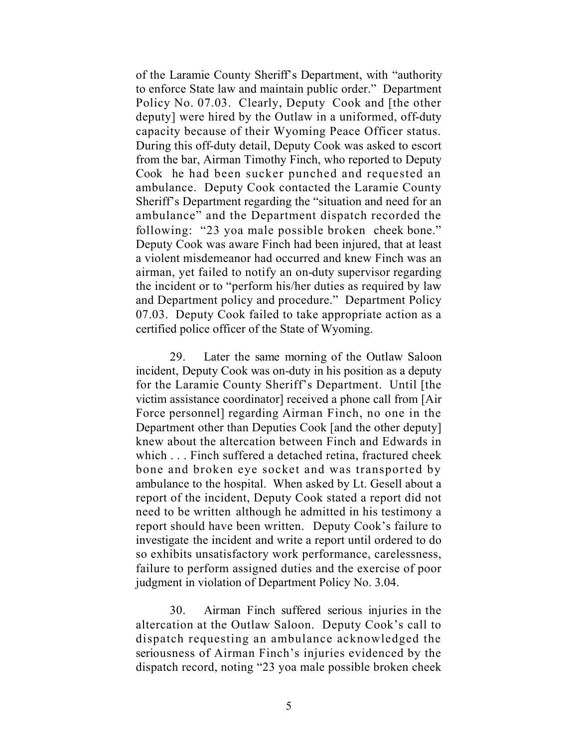of the Laramie County Sheriff's Department, with "authority to enforce State law and maintain public order." Department Policy No. 07.03. Clearly, Deputy Cook and [the other deputy] were hired by the Outlaw in a uniformed, off-duty capacity because of their Wyoming Peace Officer status. During this off-duty detail, Deputy Cook was asked to escort from the bar, Airman Timothy Finch, who reported to Deputy Cook he had been sucker punched and requested an ambulance. Deputy Cook contacted the Laramie County Sheriff's Department regarding the "situation and need for an ambulance" and the Department dispatch recorded the following: "23 yoa male possible broken cheek bone." Deputy Cook was aware Finch had been injured, that at least a violent misdemeanor had occurred and knew Finch was an airman, yet failed to notify an on-duty supervisor regarding the incident or to "perform his/her duties as required by law and Department policy and procedure." Department Policy 07.03. Deputy Cook failed to take appropriate action as a certified police officer of the State of Wyoming.

29. Later the same morning of the Outlaw Saloon incident, Deputy Cook was on-duty in his position as a deputy for the Laramie County Sheriff's Department. Until [the victim assistance coordinator] received a phone call from [Air Force personnel] regarding Airman Finch, no one in the Department other than Deputies Cook [and the other deputy] knew about the altercation between Finch and Edwards in which . . . Finch suffered a detached retina, fractured cheek bone and broken eye socket and was transported by ambulance to the hospital. When asked by Lt. Gesell about a report of the incident, Deputy Cook stated a report did not need to be written although he admitted in his testimony a report should have been written. Deputy Cook's failure to investigate the incident and write a report until ordered to do so exhibits unsatisfactory work performance, carelessness, failure to perform assigned duties and the exercise of poor judgment in violation of Department Policy No. 3.04.

30. Airman Finch suffered serious injuries in the altercation at the Outlaw Saloon. Deputy Cook's call to dispatch requesting an ambulance acknowledged the seriousness of Airman Finch's injuries evidenced by the dispatch record, noting "23 yoa male possible broken cheek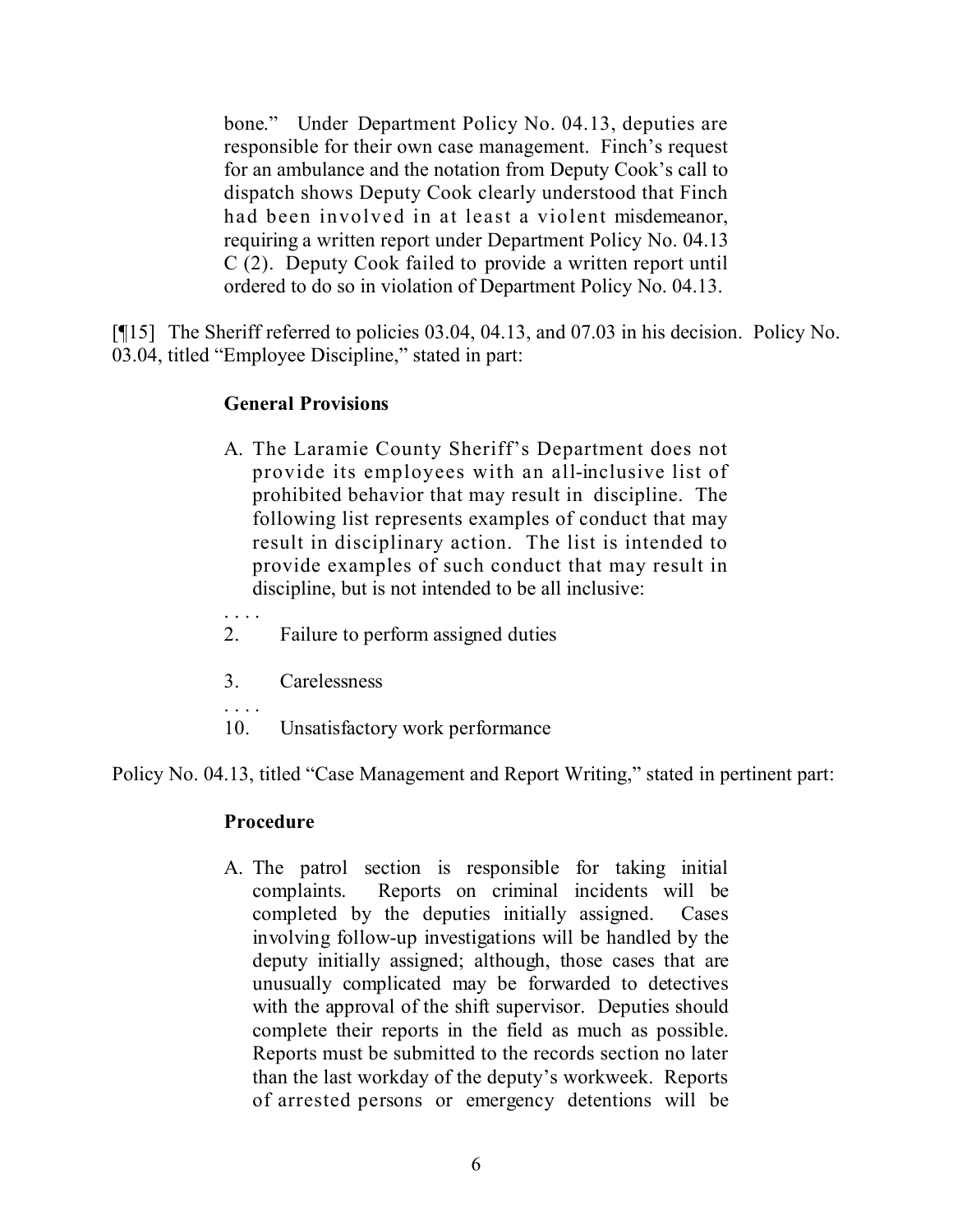> bone." Under Department Policy No. 04.13, deputies are responsible for their own case management. Finch's request for an ambulance and the notation from Deputy Cook's call to dispatch shows Deputy Cook clearly understood that Finch had been involved in at least a violent misdemeanor, requiring a written report under Department Policy No. 04.13 C (2). Deputy Cook failed to provide a written report until ordered to do so in violation of Department Policy No. 04.13.

[¶15] The Sheriff referred to policies 03.04, 04.13, and 07.03 in his decision. Policy No. 03.04, titled "Employee Discipline," stated in part:

> **General Provisions**
>
> A. The Laramie County Sheriff's Department does not provide its employees with an all-inclusive list of prohibited behavior that may result in discipline. The following list represents examples of conduct that may result in disciplinary action. The list is intended to provide examples of such conduct that may result in discipline, but is not intended to be all inclusive:
>
> . . . .
>
> 2. Failure to perform assigned duties
>
> 3. Carelessness
>
> . . . .
>
> 10. Unsatisfactory work performance

Policy No. 04.13, titled "Case Management and Report Writing," stated in pertinent part:

> **Procedure**
>
> A. The patrol section is responsible for taking initial complaints. Reports on criminal incidents will be completed by the deputies initially assigned. Cases involving follow-up investigations will be handled by the deputy initially assigned; although, those cases that are unusually complicated may be forwarded to detectives with the approval of the shift supervisor. Deputies should complete their reports in the field as much as possible. Reports must be submitted to the records section no later than the last workday of the deputy's workweek. Reports of arrested persons or emergency detentions will be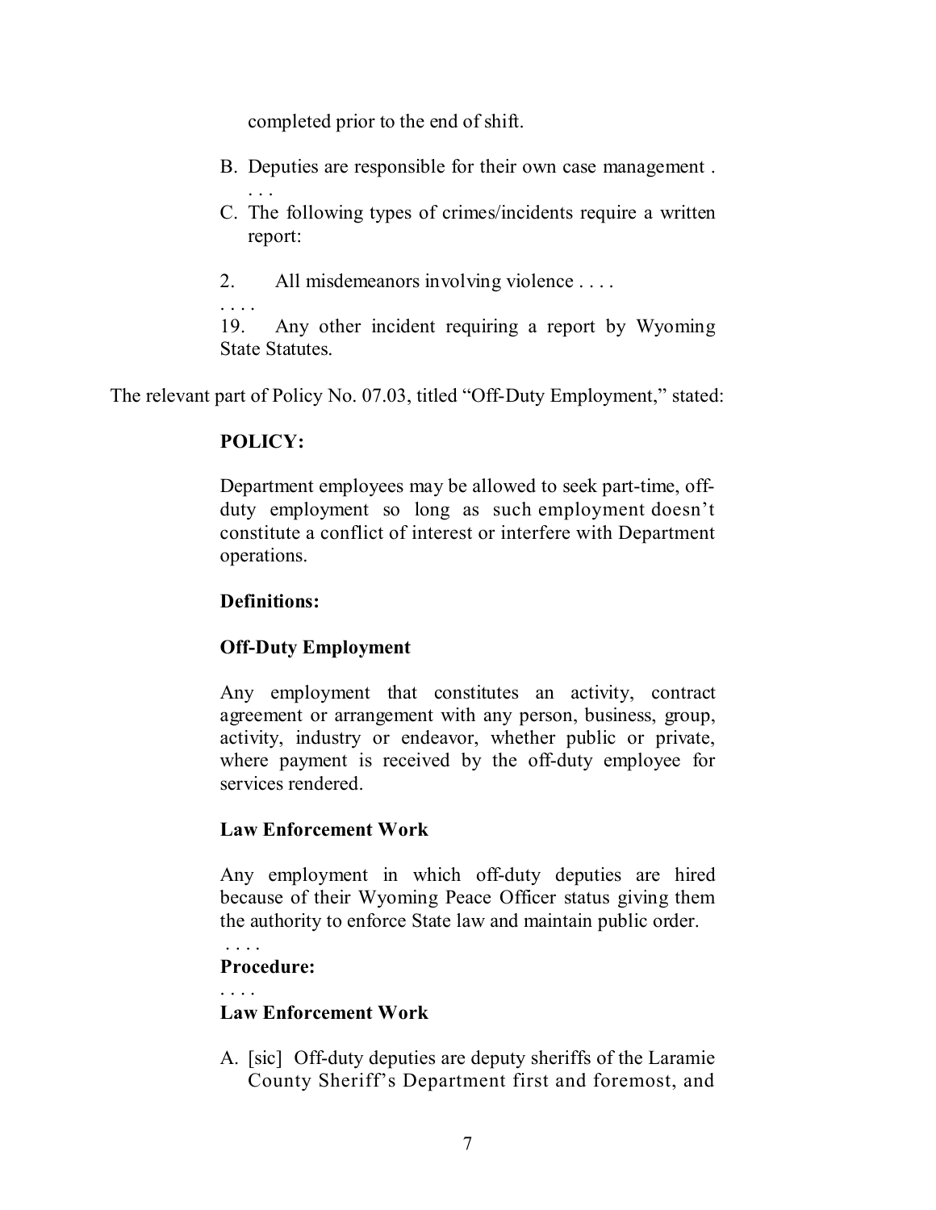completed prior to the end of shift.

B. Deputies are responsible for their own case management . . . .

C. The following types of crimes/incidents require a written report:

2. All misdemeanors involving violence . . . .

. . . .

19. Any other incident requiring a report by Wyoming State Statutes.

The relevant part of Policy No. 07.03, titled "Off-Duty Employment," stated:

**POLICY:**

Department employees may be allowed to seek part-time, off-duty employment so long as such employment doesn't constitute a conflict of interest or interfere with Department operations.

**Definitions:**

**Off-Duty Employment**

Any employment that constitutes an activity, contract agreement or arrangement with any person, business, group, activity, industry or endeavor, whether public or private, where payment is received by the off-duty employee for services rendered.

**Law Enforcement Work**

Any employment in which off-duty deputies are hired because of their Wyoming Peace Officer status giving them the authority to enforce State law and maintain public order.

. . . .

**Procedure:**

. . . .

**Law Enforcement Work**

A. [sic] Off-duty deputies are deputy sheriffs of the Laramie County Sheriff's Department first and foremost, and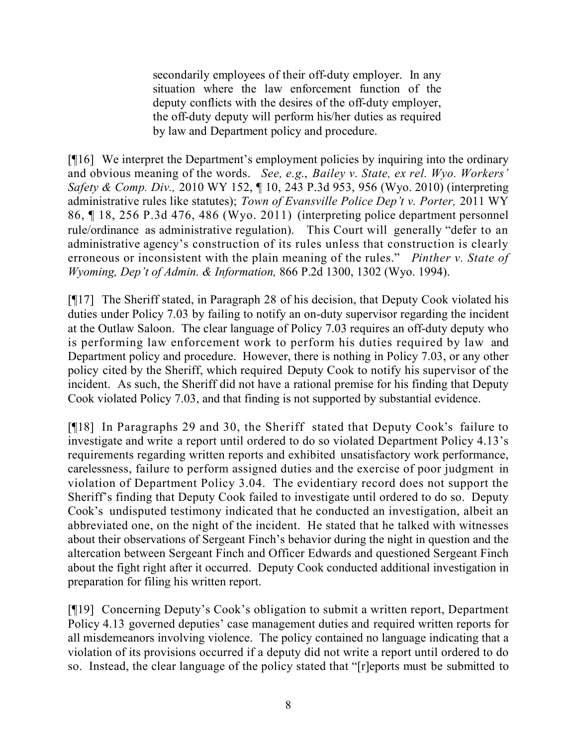> secondarily employees of their off-duty employer. In any situation where the law enforcement function of the deputy conflicts with the desires of the off-duty employer, the off-duty deputy will perform his/her duties as required by law and Department policy and procedure.

[¶16] We interpret the Department's employment policies by inquiring into the ordinary and obvious meaning of the words. *See, e.g.*, *Bailey v. State, ex rel. Wyo. Workers' Safety & Comp. Div.,* 2010 WY 152, ¶ 10, 243 P.3d 953, 956 (Wyo. 2010) (interpreting administrative rules like statutes); *Town of Evansville Police Dep't v. Porter,* 2011 WY 86, ¶ 18, 256 P.3d 476, 486 (Wyo. 2011) (interpreting police department personnel rule/ordinance as administrative regulation). This Court will generally "defer to an administrative agency's construction of its rules unless that construction is clearly erroneous or inconsistent with the plain meaning of the rules." *Pinther v. State of Wyoming, Dep't of Admin. & Information,* 866 P.2d 1300, 1302 (Wyo. 1994).

[¶17] The Sheriff stated, in Paragraph 28 of his decision, that Deputy Cook violated his duties under Policy 7.03 by failing to notify an on-duty supervisor regarding the incident at the Outlaw Saloon. The clear language of Policy 7.03 requires an off-duty deputy who is performing law enforcement work to perform his duties required by law and Department policy and procedure. However, there is nothing in Policy 7.03, or any other policy cited by the Sheriff, which required Deputy Cook to notify his supervisor of the incident. As such, the Sheriff did not have a rational premise for his finding that Deputy Cook violated Policy 7.03, and that finding is not supported by substantial evidence.

[¶18] In Paragraphs 29 and 30, the Sheriff stated that Deputy Cook's failure to investigate and write a report until ordered to do so violated Department Policy 4.13's requirements regarding written reports and exhibited unsatisfactory work performance, carelessness, failure to perform assigned duties and the exercise of poor judgment in violation of Department Policy 3.04. The evidentiary record does not support the Sheriff's finding that Deputy Cook failed to investigate until ordered to do so. Deputy Cook's undisputed testimony indicated that he conducted an investigation, albeit an abbreviated one, on the night of the incident. He stated that he talked with witnesses about their observations of Sergeant Finch's behavior during the night in question and the altercation between Sergeant Finch and Officer Edwards and questioned Sergeant Finch about the fight right after it occurred. Deputy Cook conducted additional investigation in preparation for filing his written report.

[¶19] Concerning Deputy's Cook's obligation to submit a written report, Department Policy 4.13 governed deputies' case management duties and required written reports for all misdemeanors involving violence. The policy contained no language indicating that a violation of its provisions occurred if a deputy did not write a report until ordered to do so. Instead, the clear language of the policy stated that "[r]eports must be submitted to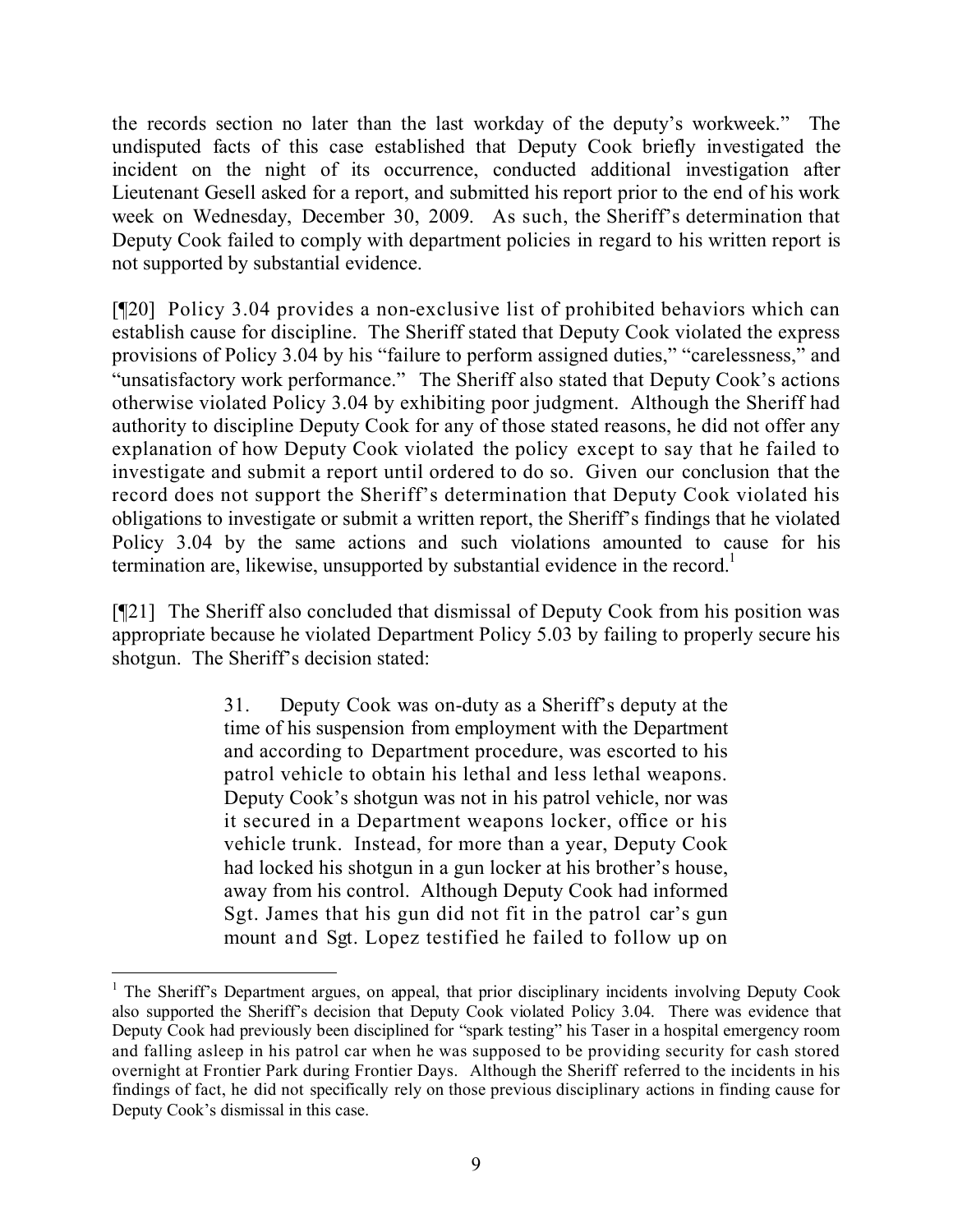the records section no later than the last workday of the deputy's workweek." The undisputed facts of this case established that Deputy Cook briefly investigated the incident on the night of its occurrence, conducted additional investigation after Lieutenant Gesell asked for a report, and submitted his report prior to the end of his work week on Wednesday, December 30, 2009. As such, the Sheriff's determination that Deputy Cook failed to comply with department policies in regard to his written report is not supported by substantial evidence.

[¶20] Policy 3.04 provides a non-exclusive list of prohibited behaviors which can establish cause for discipline. The Sheriff stated that Deputy Cook violated the express provisions of Policy 3.04 by his "failure to perform assigned duties," "carelessness," and "unsatisfactory work performance." The Sheriff also stated that Deputy Cook's actions otherwise violated Policy 3.04 by exhibiting poor judgment. Although the Sheriff had authority to discipline Deputy Cook for any of those stated reasons, he did not offer any explanation of how Deputy Cook violated the policy except to say that he failed to investigate and submit a report until ordered to do so. Given our conclusion that the record does not support the Sheriff's determination that Deputy Cook violated his obligations to investigate or submit a written report, the Sheriff's findings that he violated Policy 3.04 by the same actions and such violations amounted to cause for his termination are, likewise, unsupported by substantial evidence in the record.[1]

[¶21] The Sheriff also concluded that dismissal of Deputy Cook from his position was appropriate because he violated Department Policy 5.03 by failing to properly secure his shotgun. The Sheriff's decision stated:

> 31. Deputy Cook was on-duty as a Sheriff's deputy at the time of his suspension from employment with the Department and according to Department procedure, was escorted to his patrol vehicle to obtain his lethal and less lethal weapons. Deputy Cook's shotgun was not in his patrol vehicle, nor was it secured in a Department weapons locker, office or his vehicle trunk. Instead, for more than a year, Deputy Cook had locked his shotgun in a gun locker at his brother's house, away from his control. Although Deputy Cook had informed Sgt. James that his gun did not fit in the patrol car's gun mount and Sgt. Lopez testified he failed to follow up on

---

[1] The Sheriff's Department argues, on appeal, that prior disciplinary incidents involving Deputy Cook also supported the Sheriff's decision that Deputy Cook violated Policy 3.04. There was evidence that Deputy Cook had previously been disciplined for "spark testing" his Taser in a hospital emergency room and falling asleep in his patrol car when he was supposed to be providing security for cash stored overnight at Frontier Park during Frontier Days. Although the Sheriff referred to the incidents in his findings of fact, he did not specifically rely on those previous disciplinary actions in finding cause for Deputy Cook's dismissal in this case.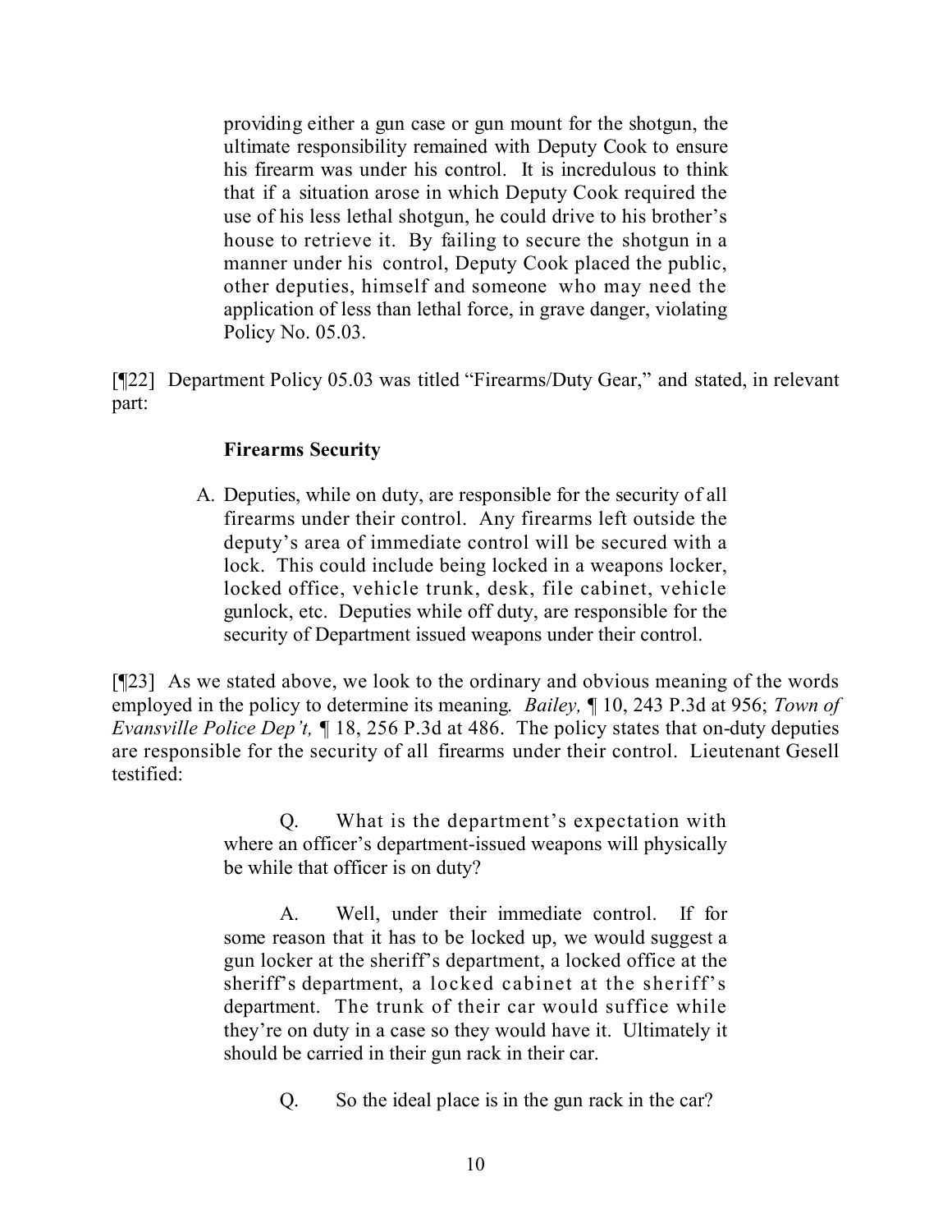> providing either a gun case or gun mount for the shotgun, the ultimate responsibility remained with Deputy Cook to ensure his firearm was under his control. It is incredulous to think that if a situation arose in which Deputy Cook required the use of his less lethal shotgun, he could drive to his brother's house to retrieve it. By failing to secure the shotgun in a manner under his control, Deputy Cook placed the public, other deputies, himself and someone who may need the application of less than lethal force, in grave danger, violating Policy No. 05.03.

[¶22] Department Policy 05.03 was titled "Firearms/Duty Gear," and stated, in relevant part:

> **Firearms Security**
>
> A. Deputies, while on duty, are responsible for the security of all firearms under their control. Any firearms left outside the deputy's area of immediate control will be secured with a lock. This could include being locked in a weapons locker, locked office, vehicle trunk, desk, file cabinet, vehicle gunlock, etc. Deputies while off duty, are responsible for the security of Department issued weapons under their control.

[¶23] As we stated above, we look to the ordinary and obvious meaning of the words employed in the policy to determine its meaning. *Bailey,* ¶ 10, 243 P.3d at 956; *Town of Evansville Police Dep't,* ¶ 18, 256 P.3d at 486. The policy states that on-duty deputies are responsible for the security of all firearms under their control. Lieutenant Gesell testified:

> Q. What is the department's expectation with where an officer's department-issued weapons will physically be while that officer is on duty?
>
> A. Well, under their immediate control. If for some reason that it has to be locked up, we would suggest a gun locker at the sheriff's department, a locked office at the sheriff's department, a locked cabinet at the sheriff's department. The trunk of their car would suffice while they're on duty in a case so they would have it. Ultimately it should be carried in their gun rack in their car.
>
> Q. So the ideal place is in the gun rack in the car?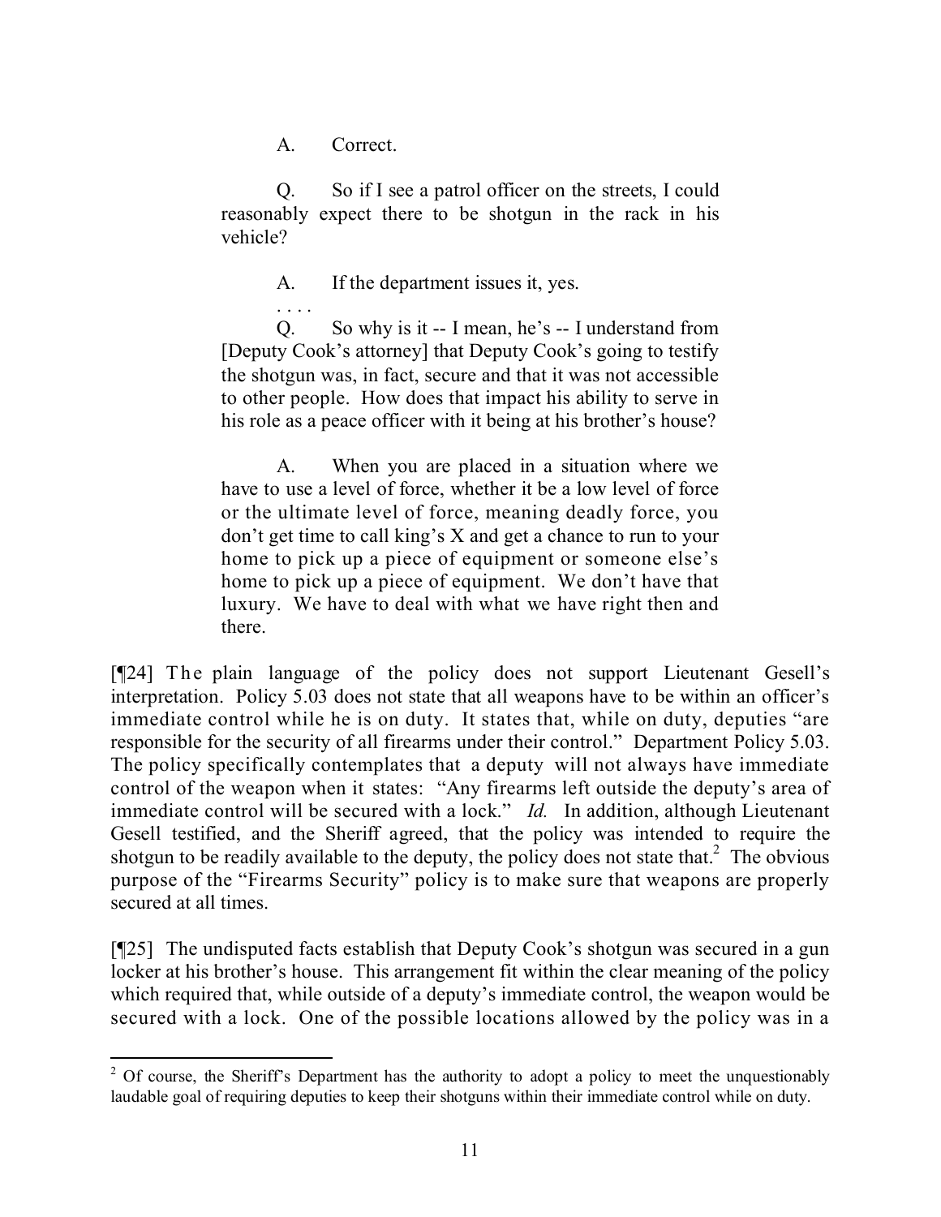> A. Correct.
>
> Q. So if I see a patrol officer on the streets, I could reasonably expect there to be shotgun in the rack in his vehicle?
>
> A. If the department issues it, yes.
>
> . . . .
>
> Q. So why is it -- I mean, he's -- I understand from [Deputy Cook's attorney] that Deputy Cook's going to testify the shotgun was, in fact, secure and that it was not accessible to other people. How does that impact his ability to serve in his role as a peace officer with it being at his brother's house?
>
> A. When you are placed in a situation where we have to use a level of force, whether it be a low level of force or the ultimate level of force, meaning deadly force, you don't get time to call king's X and get a chance to run to your home to pick up a piece of equipment or someone else's home to pick up a piece of equipment. We don't have that luxury. We have to deal with what we have right then and there.

[¶24] The plain language of the policy does not support Lieutenant Gesell's interpretation. Policy 5.03 does not state that all weapons have to be within an officer's immediate control while he is on duty. It states that, while on duty, deputies "are responsible for the security of all firearms under their control." Department Policy 5.03. The policy specifically contemplates that a deputy will not always have immediate control of the weapon when it states: "Any firearms left outside the deputy's area of immediate control will be secured with a lock." *Id.* In addition, although Lieutenant Gesell testified, and the Sheriff agreed, that the policy was intended to require the shotgun to be readily available to the deputy, the policy does not state that.[2] The obvious purpose of the "Firearms Security" policy is to make sure that weapons are properly secured at all times.

[¶25] The undisputed facts establish that Deputy Cook's shotgun was secured in a gun locker at his brother's house. This arrangement fit within the clear meaning of the policy which required that, while outside of a deputy's immediate control, the weapon would be secured with a lock. One of the possible locations allowed by the policy was in a

---

[2] Of course, the Sheriff's Department has the authority to adopt a policy to meet the unquestionably laudable goal of requiring deputies to keep their shotguns within their immediate control while on duty.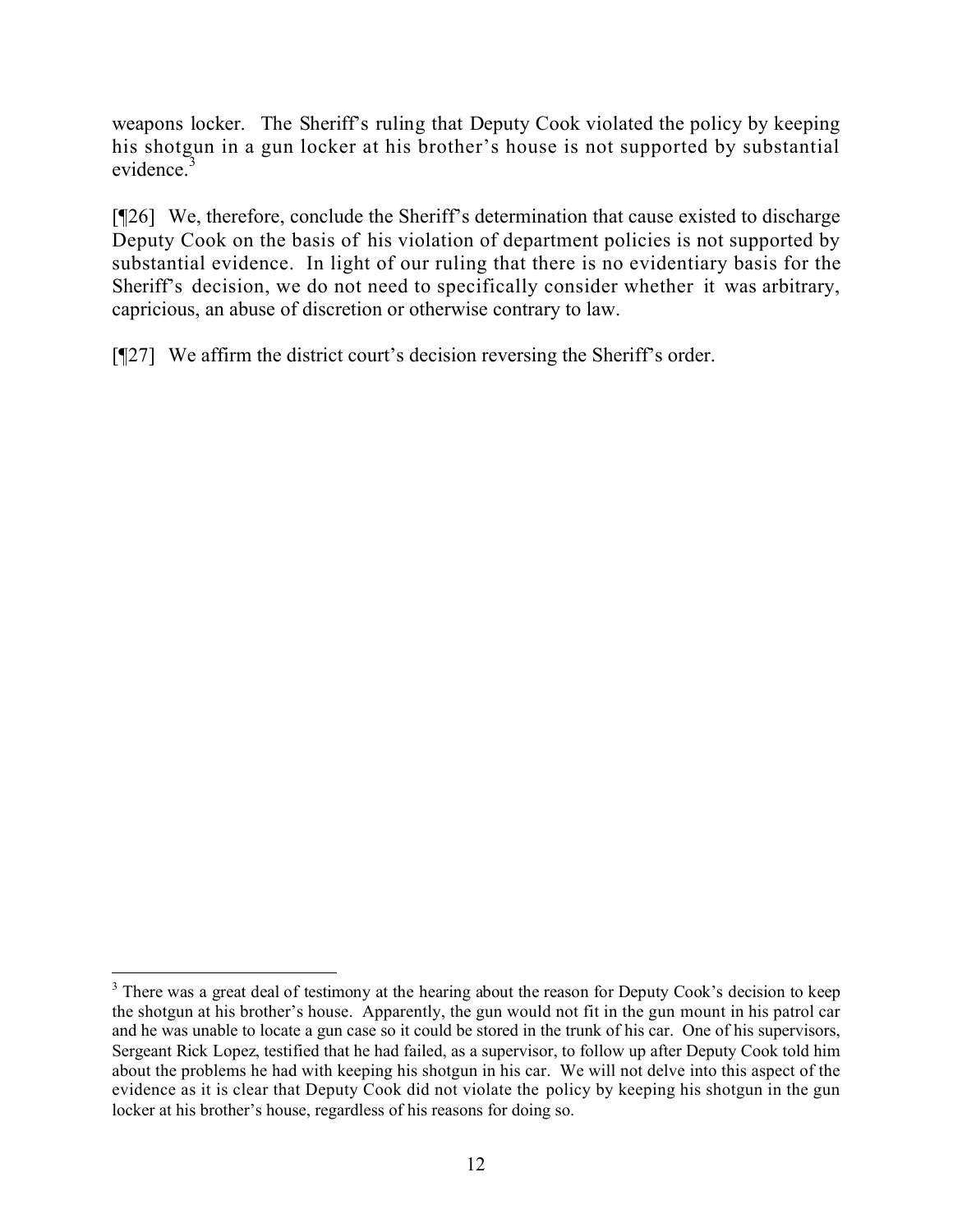weapons locker. The Sheriff's ruling that Deputy Cook violated the policy by keeping his shotgun in a gun locker at his brother's house is not supported by substantial evidence.[3]

[¶26] We, therefore, conclude the Sheriff's determination that cause existed to discharge Deputy Cook on the basis of his violation of department policies is not supported by substantial evidence. In light of our ruling that there is no evidentiary basis for the Sheriff's decision, we do not need to specifically consider whether it was arbitrary, capricious, an abuse of discretion or otherwise contrary to law.

[¶27] We affirm the district court's decision reversing the Sheriff's order.

---

[3] There was a great deal of testimony at the hearing about the reason for Deputy Cook's decision to keep the shotgun at his brother's house. Apparently, the gun would not fit in the gun mount in his patrol car and he was unable to locate a gun case so it could be stored in the trunk of his car. One of his supervisors, Sergeant Rick Lopez, testified that he had failed, as a supervisor, to follow up after Deputy Cook told him about the problems he had with keeping his shotgun in his car. We will not delve into this aspect of the evidence as it is clear that Deputy Cook did not violate the policy by keeping his shotgun in the gun locker at his brother's house, regardless of his reasons for doing so.